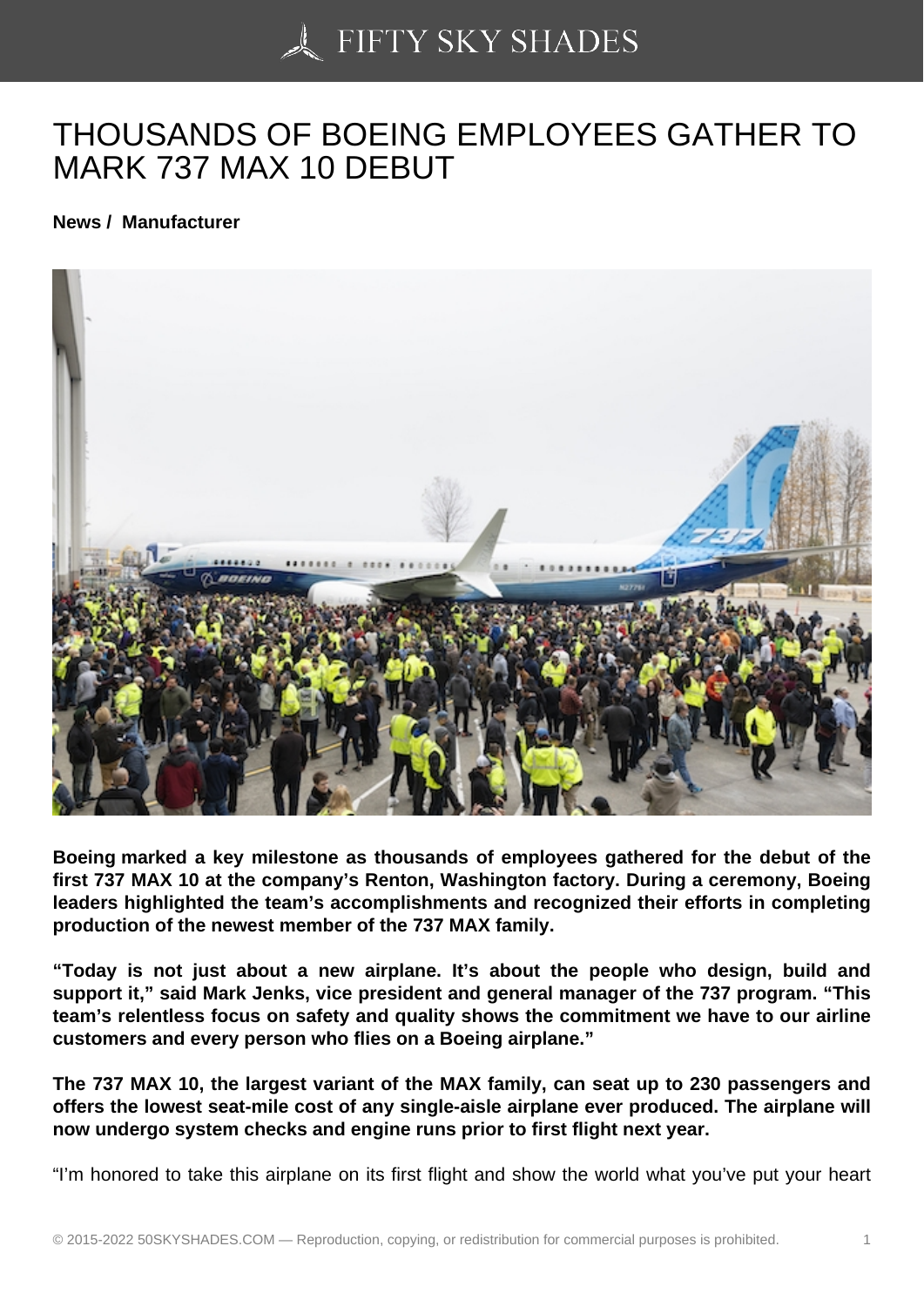# THOUSANDS OF BOEING EMPLOYEES GATHER TO MARK 737 MAX 10 DEBUT

**News / Manufacturer**

**Boeing marked a key milestone as thousands of employees gathered for the debut of the first 737 MAX 10 at the company's Renton, Washington factory. During a ceremony, Boeing leaders highlighted the team's accomplishments and recognized their efforts in completing production of the newest member of the 737 MAX family.**

**"Today is not just about a new airplane. It's about the people who design, build and support it," said Mark Jenks, vice president and general manager of the 737 program. "This team's relentless focus on safety and quality shows the commitment we have to our airline customers and every person who flies on a Boeing airplane."**

**The 737 MAX 10, the largest variant of the MAX family, can seat up to 230 passengers and offers the lowest seat-mile cost of any single-aisle airplane ever produced. The airplane will now undergo system checks and engine runs prior to first flight next year.**

"I'm honored to take this airplane on its first flight and show the world what you've put your heart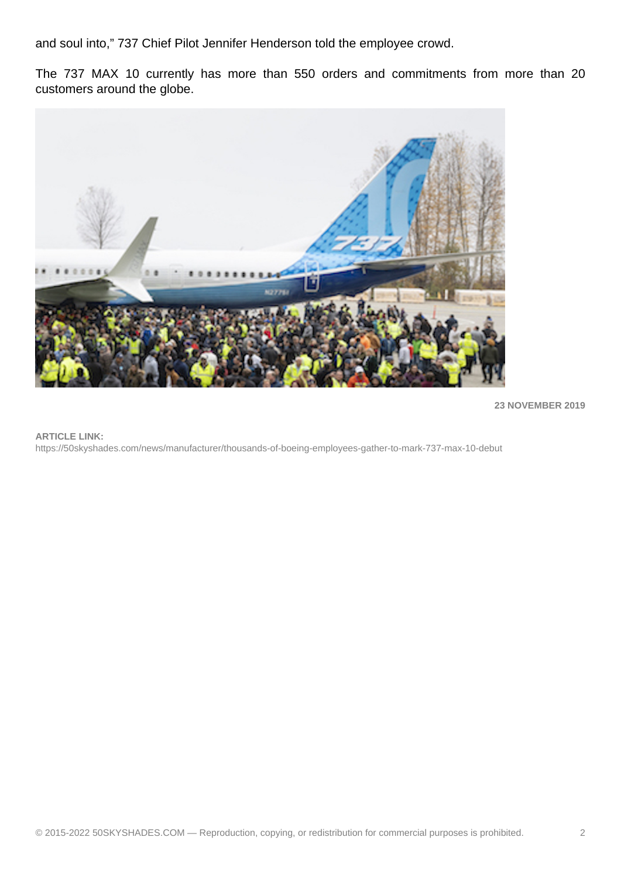and soul into," 737 Chief Pilot Jennifer Henderson told the employee crowd.

The 737 MAX 10 currently has more than 550 orders and commitments from more than 20 customers around the globe.

**23 NOVEMBER 2019**

**ARTICLE LINK:**
https://50skyshades.com/news/manufacturer/thousands-of-boeing-employees-gather-to-mark-737-max-10-debut